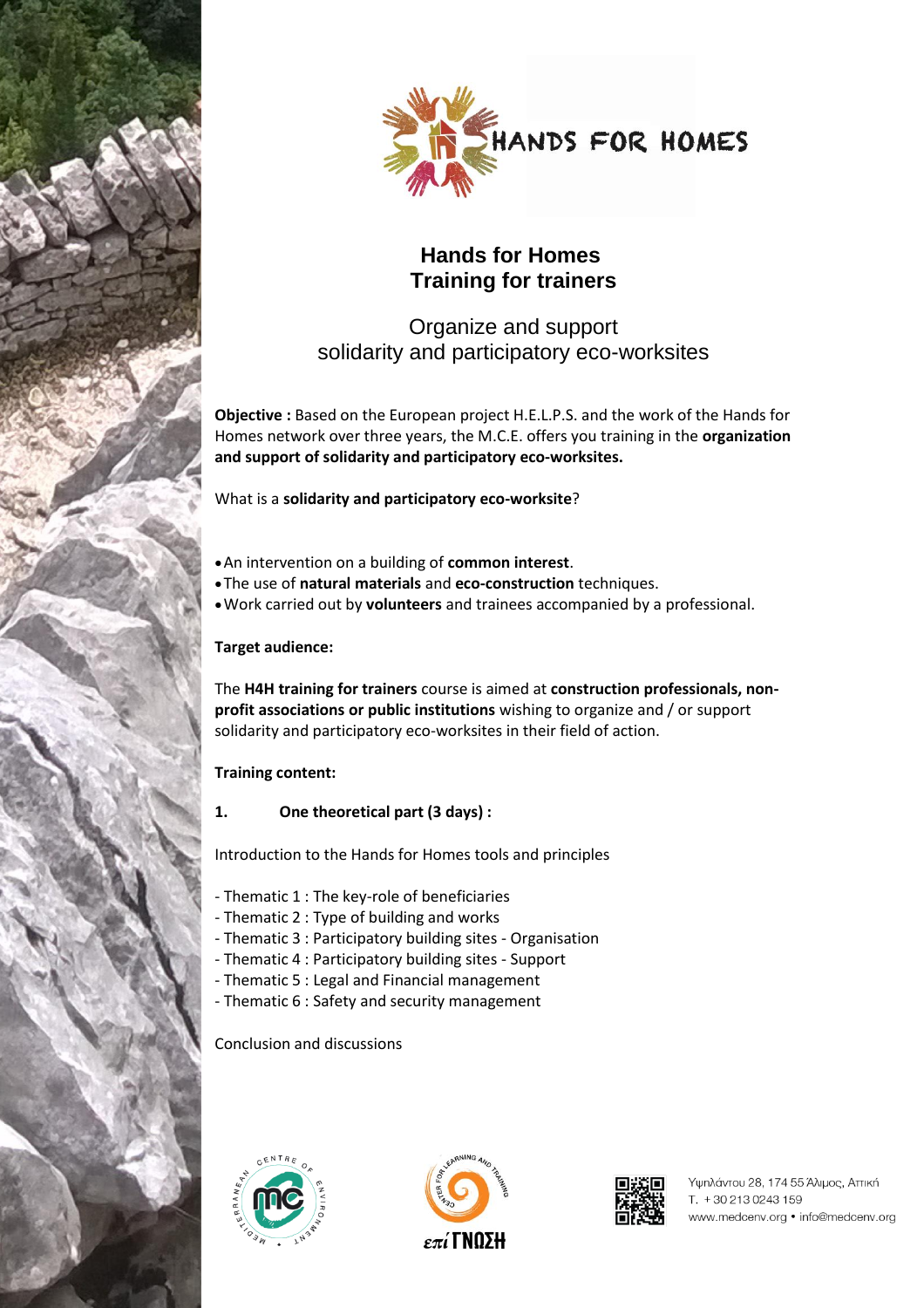HANDS FOR HOMES

# Hands for Homes
# Training for trainers

## Organize and support solidarity and participatory eco-worksites

**Objective :** Based on the European project H.E.L.P.S. and the work of the Hands for Homes network over three years, the M.C.E. offers you training in the **organization and support of solidarity and participatory eco-worksites.**

What is a **solidarity and participatory eco-worksite**?

- An intervention on a building of **common interest**.
- The use of **natural materials** and **eco-construction** techniques.
- Work carried out by **volunteers** and trainees accompanied by a professional.

**Target audience:**

The **H4H training for trainers** course is aimed at **construction professionals, non-profit associations or public institutions** wishing to organize and / or support solidarity and participatory eco-worksites in their field of action.

**Training content:**

**1. One theoretical part (3 days) :**

Introduction to the Hands for Homes tools and principles

- Thematic 1 : The key-role of beneficiaries
- Thematic 2 : Type of building and works
- Thematic 3 : Participatory building sites - Organisation
- Thematic 4 : Participatory building sites - Support
- Thematic 5 : Legal and Financial management
- Thematic 6 : Safety and security management

Conclusion and discussions

MEDITERRANEAN CENTRE OF ENVIRONMENT

CENTER FOR LEARNING AND TRAINING επί ΓΝΩΣΗ

Υψηλάντου 28, 174 55 Άλιμος, Αττική
T. +30 213 0243 159
www.medcenv.org • info@medcenv.org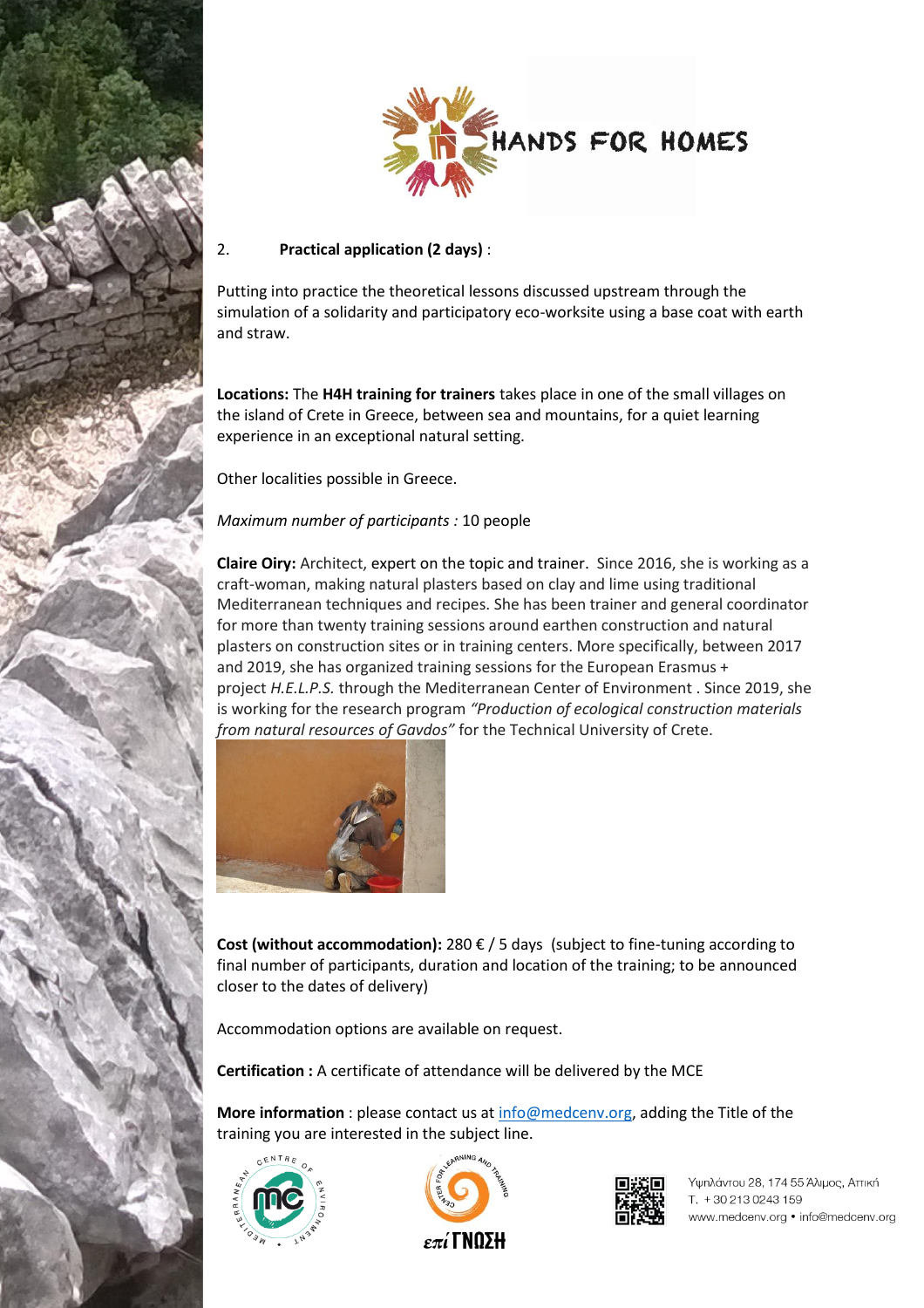HANDS FOR HOMES

2. **Practical application (2 days)** :

Putting into practice the theoretical lessons discussed upstream through the simulation of a solidarity and participatory eco-worksite using a base coat with earth and straw.

**Locations:** The **H4H training for trainers** takes place in one of the small villages on the island of Crete in Greece, between sea and mountains, for a quiet learning experience in an exceptional natural setting.

Other localities possible in Greece.

*Maximum number of participants :* 10 people

**Claire Oiry:** Architect, expert on the topic and trainer. Since 2016, she is working as a craft-woman, making natural plasters based on clay and lime using traditional Mediterranean techniques and recipes. She has been trainer and general coordinator for more than twenty training sessions around earthen construction and natural plasters on construction sites or in training centers. More specifically, between 2017 and 2019, she has organized training sessions for the European Erasmus + project *H.E.L.P.S.* through the Mediterranean Center of Environment . Since 2019, she is working for the research program *"Production of ecological construction materials from natural resources of Gavdos"* for the Technical University of Crete.

**Cost (without accommodation):** 280 € / 5 days (subject to fine-tuning according to final number of participants, duration and location of the training; to be announced closer to the dates of delivery)

Accommodation options are available on request.

**Certification :** A certificate of attendance will be delivered by the MCE

**More information** : please contact us at info@medcenv.org, adding the Title of the training you are interested in the subject line.

Υψηλάντου 28, 174 55 Άλιμος, Αττική
Τ. +30 213 0243 159
www.medcenv.org • info@medcenv.org